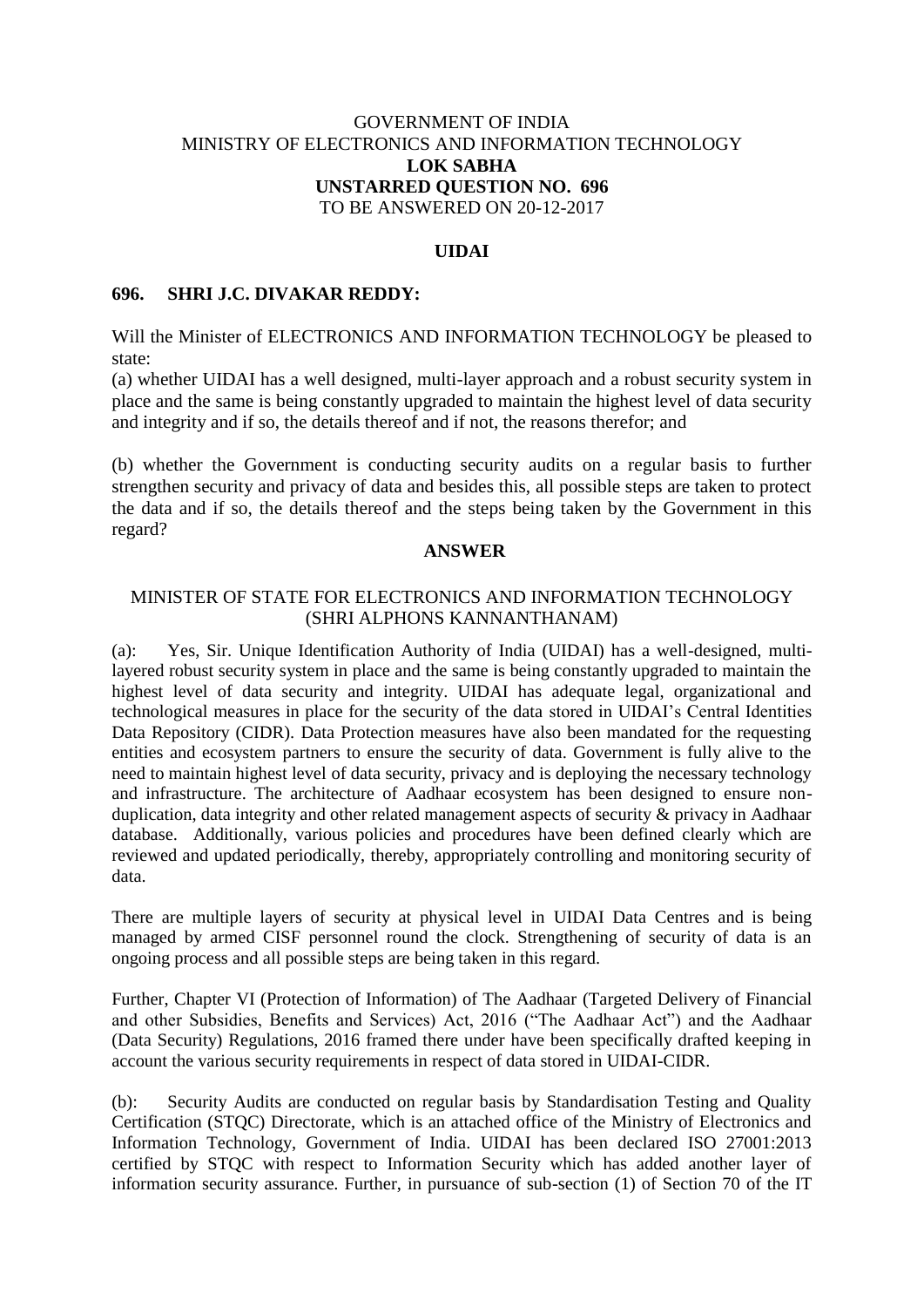GOVERNMENT OF INDIA
MINISTRY OF ELECTRONICS AND INFORMATION TECHNOLOGY
**LOK SABHA**
**UNSTARRED QUESTION NO. 696**
TO BE ANSWERED ON 20-12-2017

**UIDAI**

**696. SHRI J.C. DIVAKAR REDDY:**

Will the Minister of ELECTRONICS AND INFORMATION TECHNOLOGY be pleased to state:

(a) whether UIDAI has a well designed, multi-layer approach and a robust security system in place and the same is being constantly upgraded to maintain the highest level of data security and integrity and if so, the details thereof and if not, the reasons therefor; and

(b) whether the Government is conducting security audits on a regular basis to further strengthen security and privacy of data and besides this, all possible steps are taken to protect the data and if so, the details thereof and the steps being taken by the Government in this regard?

**ANSWER**

MINISTER OF STATE FOR ELECTRONICS AND INFORMATION TECHNOLOGY
(SHRI ALPHONS KANNANTHANAM)

(a): Yes, Sir. Unique Identification Authority of India (UIDAI) has a well-designed, multi-layered robust security system in place and the same is being constantly upgraded to maintain the highest level of data security and integrity. UIDAI has adequate legal, organizational and technological measures in place for the security of the data stored in UIDAI's Central Identities Data Repository (CIDR). Data Protection measures have also been mandated for the requesting entities and ecosystem partners to ensure the security of data. Government is fully alive to the need to maintain highest level of data security, privacy and is deploying the necessary technology and infrastructure. The architecture of Aadhaar ecosystem has been designed to ensure non-duplication, data integrity and other related management aspects of security & privacy in Aadhaar database. Additionally, various policies and procedures have been defined clearly which are reviewed and updated periodically, thereby, appropriately controlling and monitoring security of data.

There are multiple layers of security at physical level in UIDAI Data Centres and is being managed by armed CISF personnel round the clock. Strengthening of security of data is an ongoing process and all possible steps are being taken in this regard.

Further, Chapter VI (Protection of Information) of The Aadhaar (Targeted Delivery of Financial and other Subsidies, Benefits and Services) Act, 2016 ("The Aadhaar Act") and the Aadhaar (Data Security) Regulations, 2016 framed there under have been specifically drafted keeping in account the various security requirements in respect of data stored in UIDAI-CIDR.

(b): Security Audits are conducted on regular basis by Standardisation Testing and Quality Certification (STQC) Directorate, which is an attached office of the Ministry of Electronics and Information Technology, Government of India. UIDAI has been declared ISO 27001:2013 certified by STQC with respect to Information Security which has added another layer of information security assurance. Further, in pursuance of sub-section (1) of Section 70 of the IT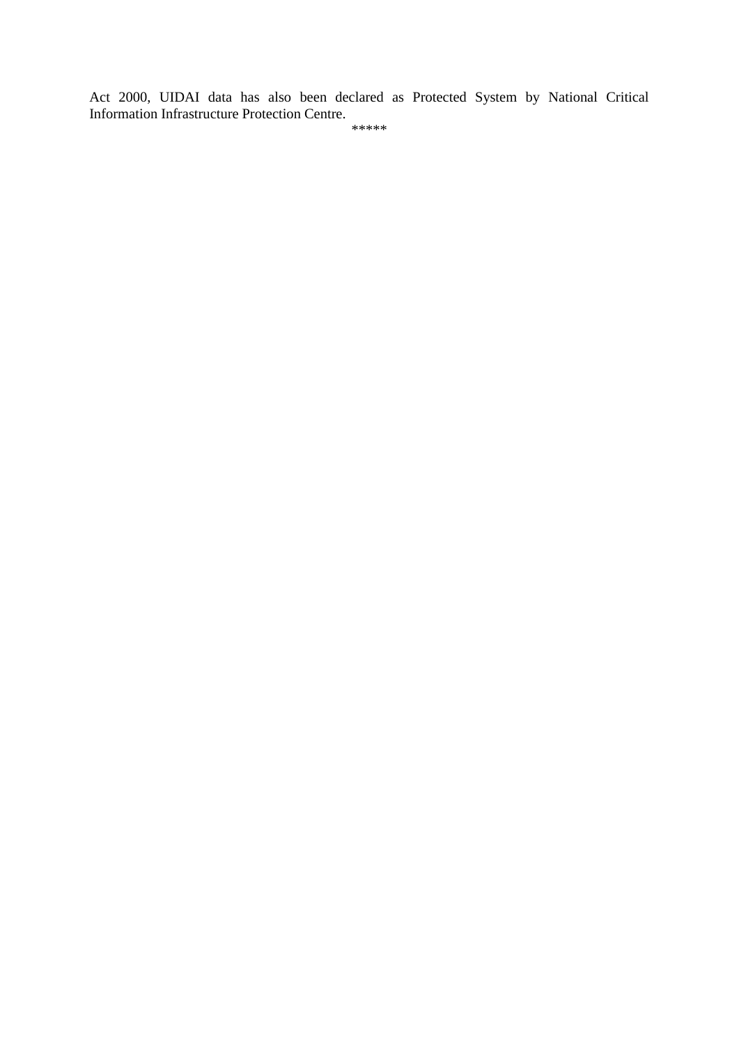Act 2000, UIDAI data has also been declared as Protected System by National Critical Information Infrastructure Protection Centre.

*****